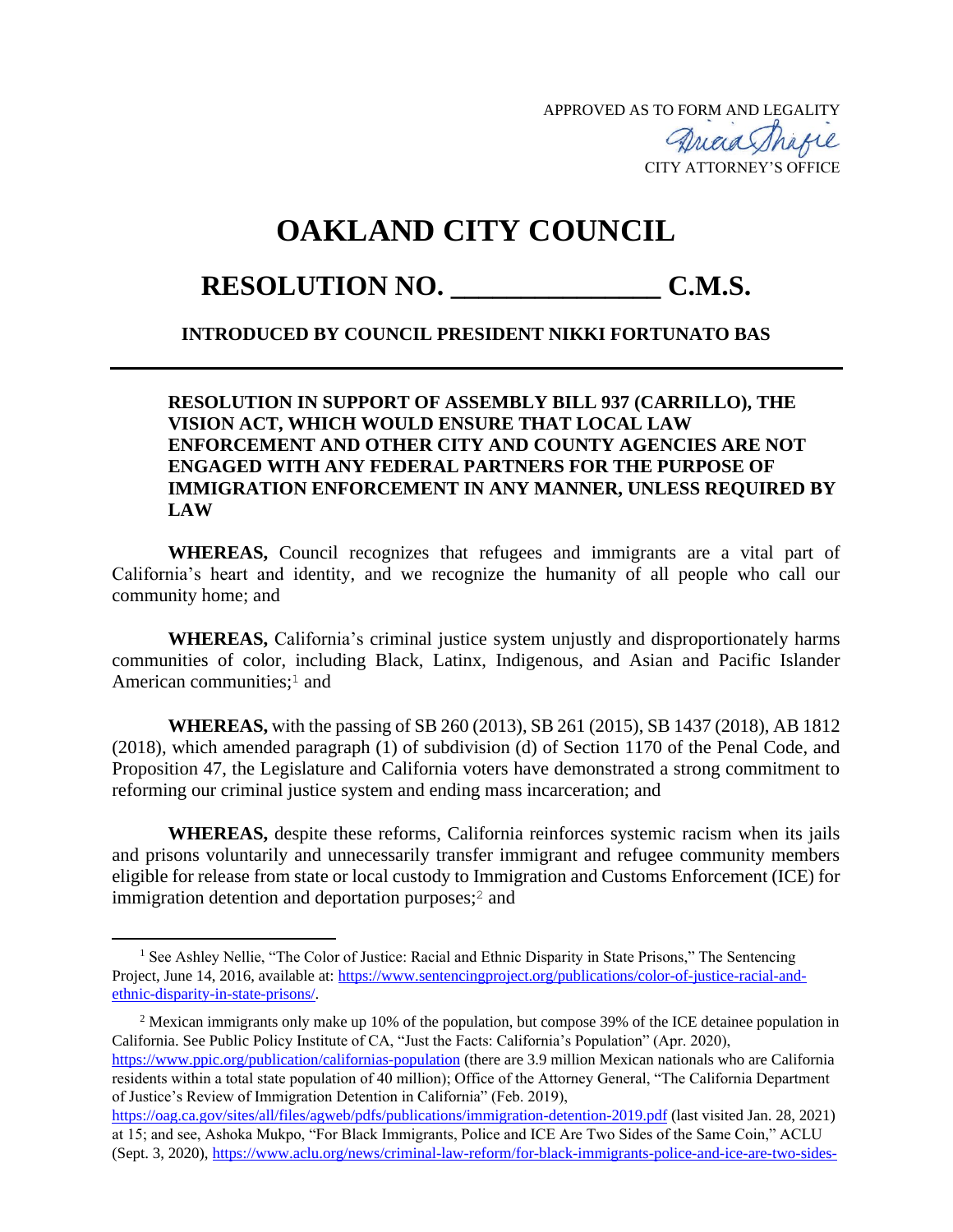APPROVED AS TO FORM AND LEGALITY

CITY ATTORNEY'S OFFICE

# OAKLAND CITY COUNCIL

## RESOLUTION NO. _______________ C.M.S.

**INTRODUCED BY COUNCIL PRESIDENT NIKKI FORTUNATO BAS**

---

**RESOLUTION IN SUPPORT OF ASSEMBLY BILL 937 (CARRILLO), THE VISION ACT, WHICH WOULD ENSURE THAT LOCAL LAW ENFORCEMENT AND OTHER CITY AND COUNTY AGENCIES ARE NOT ENGAGED WITH ANY FEDERAL PARTNERS FOR THE PURPOSE OF IMMIGRATION ENFORCEMENT IN ANY MANNER, UNLESS REQUIRED BY LAW**

**WHEREAS,** Council recognizes that refugees and immigrants are a vital part of California's heart and identity, and we recognize the humanity of all people who call our community home; and

**WHEREAS,** California's criminal justice system unjustly and disproportionately harms communities of color, including Black, Latinx, Indigenous, and Asian and Pacific Islander American communities;[1] and

**WHEREAS,** with the passing of SB 260 (2013), SB 261 (2015), SB 1437 (2018), AB 1812 (2018), which amended paragraph (1) of subdivision (d) of Section 1170 of the Penal Code, and Proposition 47, the Legislature and California voters have demonstrated a strong commitment to reforming our criminal justice system and ending mass incarceration; and

**WHEREAS,** despite these reforms, California reinforces systemic racism when its jails and prisons voluntarily and unnecessarily transfer immigrant and refugee community members eligible for release from state or local custody to Immigration and Customs Enforcement (ICE) for immigration detention and deportation purposes;[2] and

---

[1] See Ashley Nellie, "The Color of Justice: Racial and Ethnic Disparity in State Prisons," The Sentencing Project, June 14, 2016, available at: https://www.sentencingproject.org/publications/color-of-justice-racial-and-ethnic-disparity-in-state-prisons/.

[2] Mexican immigrants only make up 10% of the population, but compose 39% of the ICE detainee population in California. See Public Policy Institute of CA, "Just the Facts: California's Population" (Apr. 2020), https://www.ppic.org/publication/californias-population (there are 3.9 million Mexican nationals who are California residents within a total state population of 40 million); Office of the Attorney General, "The California Department of Justice's Review of Immigration Detention in California" (Feb. 2019), https://oag.ca.gov/sites/all/files/agweb/pdfs/publications/immigration-detention-2019.pdf (last visited Jan. 28, 2021) at 15; and see, Ashoka Mukpo, "For Black Immigrants, Police and ICE Are Two Sides of the Same Coin," ACLU (Sept. 3, 2020), https://www.aclu.org/news/criminal-law-reform/for-black-immigrants-police-and-ice-are-two-sides-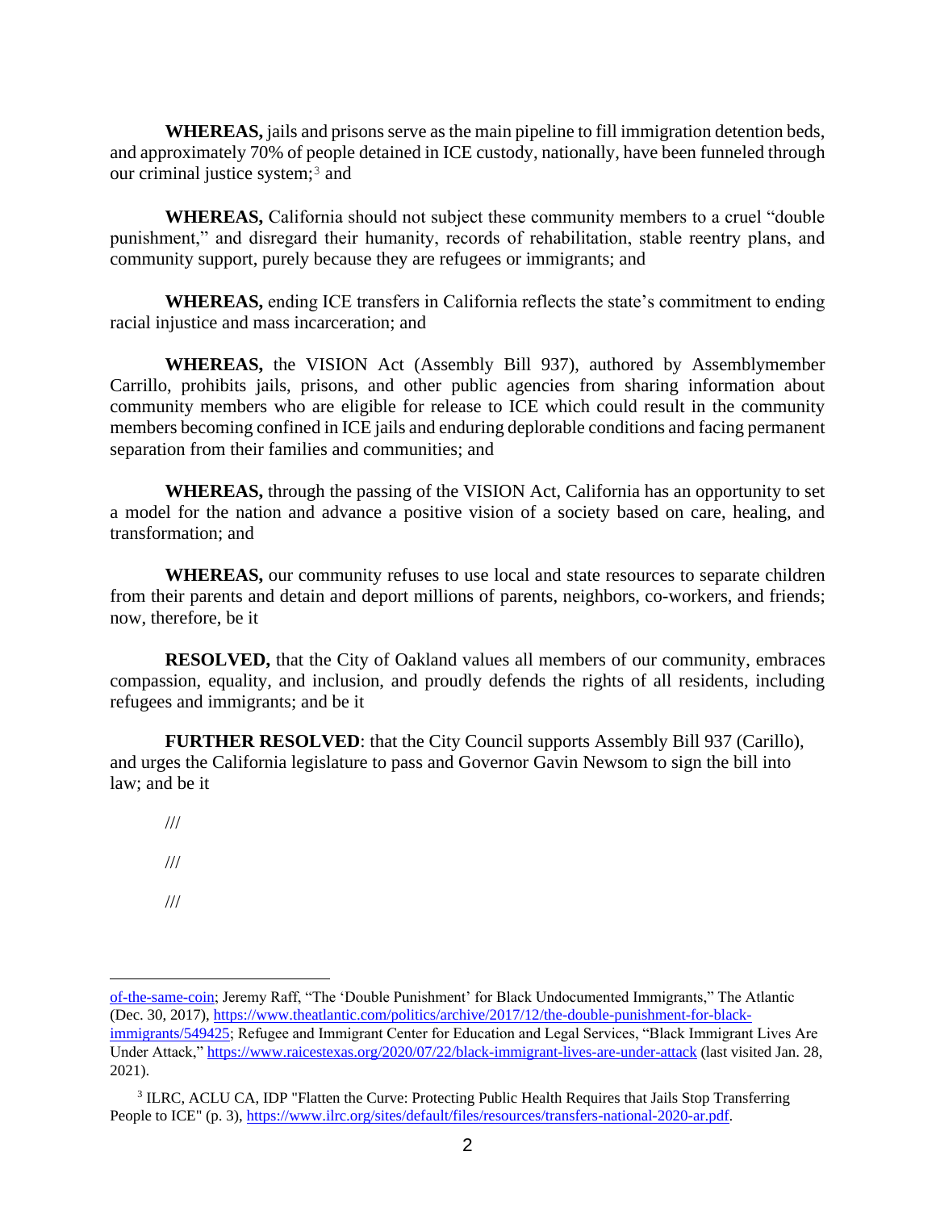**WHEREAS,** jails and prisons serve as the main pipeline to fill immigration detention beds, and approximately 70% of people detained in ICE custody, nationally, have been funneled through our criminal justice system;[3] and

**WHEREAS,** California should not subject these community members to a cruel "double punishment," and disregard their humanity, records of rehabilitation, stable reentry plans, and community support, purely because they are refugees or immigrants; and

**WHEREAS,** ending ICE transfers in California reflects the state's commitment to ending racial injustice and mass incarceration; and

**WHEREAS,** the VISION Act (Assembly Bill 937), authored by Assemblymember Carrillo, prohibits jails, prisons, and other public agencies from sharing information about community members who are eligible for release to ICE which could result in the community members becoming confined in ICE jails and enduring deplorable conditions and facing permanent separation from their families and communities; and

**WHEREAS,** through the passing of the VISION Act, California has an opportunity to set a model for the nation and advance a positive vision of a society based on care, healing, and transformation; and

**WHEREAS,** our community refuses to use local and state resources to separate children from their parents and detain and deport millions of parents, neighbors, co-workers, and friends; now, therefore, be it

**RESOLVED,** that the City of Oakland values all members of our community, embraces compassion, equality, and inclusion, and proudly defends the rights of all residents, including refugees and immigrants; and be it

**FURTHER RESOLVED**: that the City Council supports Assembly Bill 937 (Carillo), and urges the California legislature to pass and Governor Gavin Newsom to sign the bill into law; and be it

///

///

///

---

of-the-same-coin; Jeremy Raff, "The 'Double Punishment' for Black Undocumented Immigrants," The Atlantic (Dec. 30, 2017), https://www.theatlantic.com/politics/archive/2017/12/the-double-punishment-for-black-immigrants/549425; Refugee and Immigrant Center for Education and Legal Services, "Black Immigrant Lives Are Under Attack," https://www.raicestexas.org/2020/07/22/black-immigrant-lives-are-under-attack (last visited Jan. 28, 2021).

[3] ILRC, ACLU CA, IDP "Flatten the Curve: Protecting Public Health Requires that Jails Stop Transferring People to ICE" (p. 3), https://www.ilrc.org/sites/default/files/resources/transfers-national-2020-ar.pdf.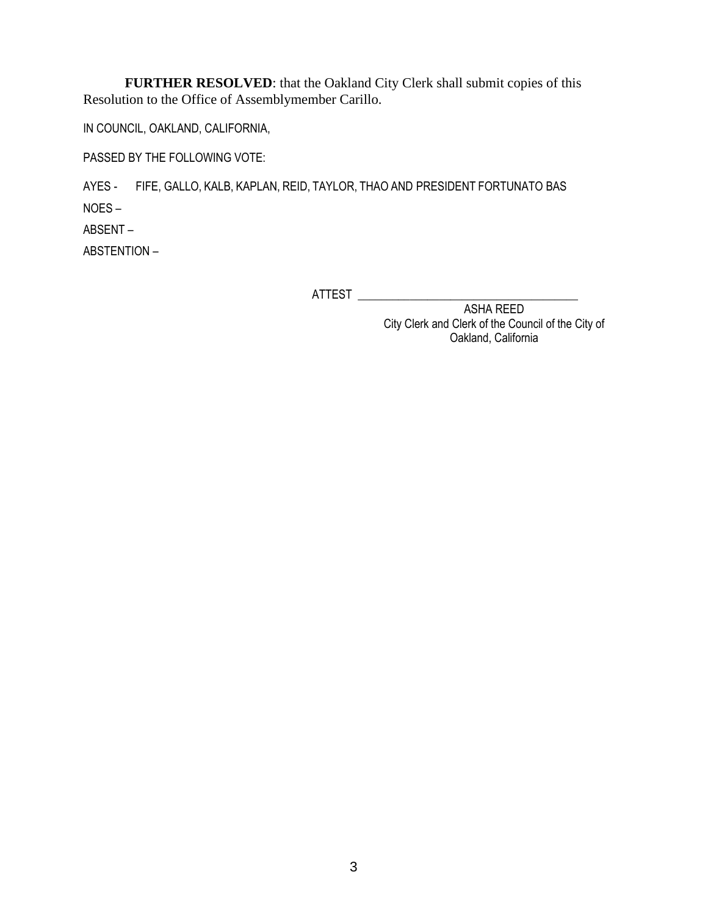**FURTHER RESOLVED**: that the Oakland City Clerk shall submit copies of this Resolution to the Office of Assemblymember Carillo.

IN COUNCIL, OAKLAND, CALIFORNIA,

PASSED BY THE FOLLOWING VOTE:

AYES - FIFE, GALLO, KALB, KAPLAN, REID, TAYLOR, THAO AND PRESIDENT FORTUNATO BAS

NOES –

ABSENT –

ABSTENTION –

ATTEST \_\_\_\_\_\_\_\_\_\_\_\_\_\_\_\_\_\_\_\_\_\_\_\_\_\_\_\_\_\_\_\_\_\_\_\_\_\_\_\_

ASHA REED
City Clerk and Clerk of the Council of the City of Oakland, California